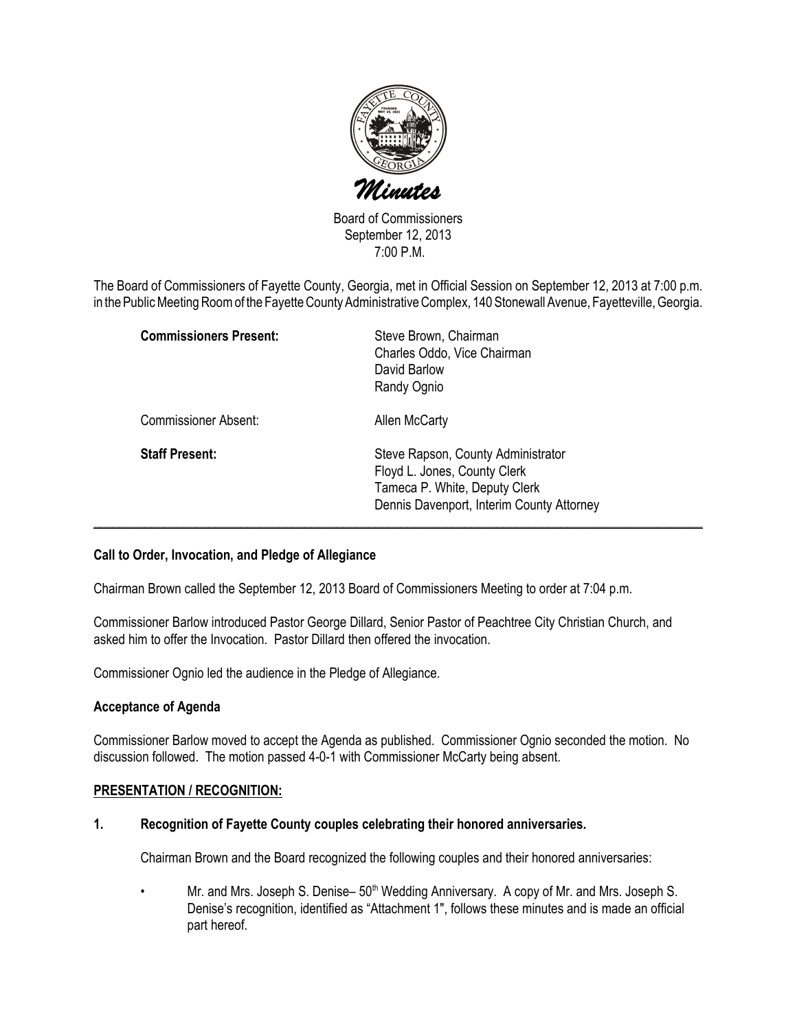# *Minutes*

Board of Commissioners
September 12, 2013
7:00 P.M.

The Board of Commissioners of Fayette County, Georgia, met in Official Session on September 12, 2013 at 7:00 p.m. in the Public Meeting Room of the Fayette County Administrative Complex, 140 Stonewall Avenue, Fayetteville, Georgia.

| | |
|---|---|
| **Commissioners Present:** | Steve Brown, Chairman<br>Charles Oddo, Vice Chairman<br>David Barlow<br>Randy Ognio |
| Commissioner Absent: | Allen McCarty |
| **Staff Present:** | Steve Rapson, County Administrator<br>Floyd L. Jones, County Clerk<br>Tameca P. White, Deputy Clerk<br>Dennis Davenport, Interim County Attorney |

---

**Call to Order, Invocation, and Pledge of Allegiance**

Chairman Brown called the September 12, 2013 Board of Commissioners Meeting to order at 7:04 p.m.

Commissioner Barlow introduced Pastor George Dillard, Senior Pastor of Peachtree City Christian Church, and asked him to offer the Invocation. Pastor Dillard then offered the invocation.

Commissioner Ognio led the audience in the Pledge of Allegiance.

**Acceptance of Agenda**

Commissioner Barlow moved to accept the Agenda as published. Commissioner Ognio seconded the motion. No discussion followed. The motion passed 4-0-1 with Commissioner McCarty being absent.

**PRESENTATION / RECOGNITION:**

**1. Recognition of Fayette County couples celebrating their honored anniversaries.**

Chairman Brown and the Board recognized the following couples and their honored anniversaries:

- Mr. and Mrs. Joseph S. Denise– 50th Wedding Anniversary. A copy of Mr. and Mrs. Joseph S. Denise's recognition, identified as "Attachment 1", follows these minutes and is made an official part hereof.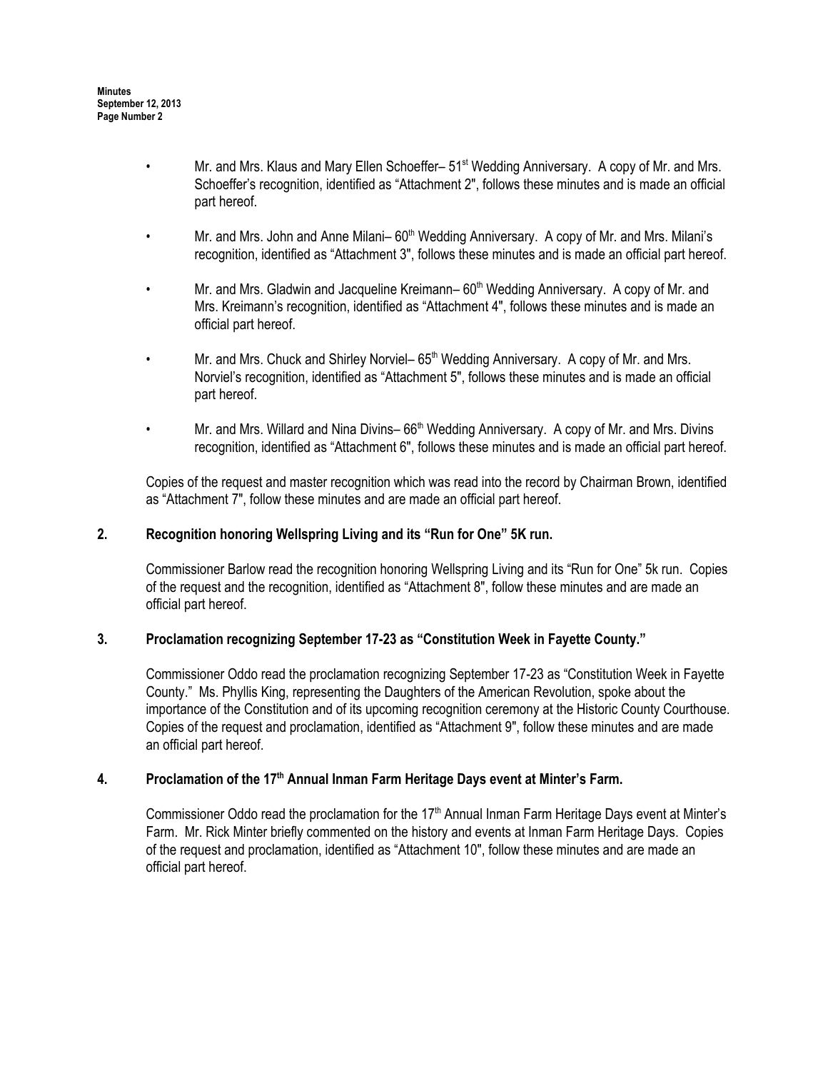- Mr. and Mrs. Klaus and Mary Ellen Schoeffer– 51st Wedding Anniversary. A copy of Mr. and Mrs. Schoeffer's recognition, identified as "Attachment 2", follows these minutes and is made an official part hereof.

- Mr. and Mrs. John and Anne Milani– 60th Wedding Anniversary. A copy of Mr. and Mrs. Milani's recognition, identified as "Attachment 3", follows these minutes and is made an official part hereof.

- Mr. and Mrs. Gladwin and Jacqueline Kreimann– 60th Wedding Anniversary. A copy of Mr. and Mrs. Kreimann's recognition, identified as "Attachment 4", follows these minutes and is made an official part hereof.

- Mr. and Mrs. Chuck and Shirley Norviel– 65th Wedding Anniversary. A copy of Mr. and Mrs. Norviel's recognition, identified as "Attachment 5", follows these minutes and is made an official part hereof.

- Mr. and Mrs. Willard and Nina Divins– 66th Wedding Anniversary. A copy of Mr. and Mrs. Divins recognition, identified as "Attachment 6", follows these minutes and is made an official part hereof.

Copies of the request and master recognition which was read into the record by Chairman Brown, identified as "Attachment 7", follow these minutes and are made an official part hereof.

**2. Recognition honoring Wellspring Living and its "Run for One" 5K run.**

Commissioner Barlow read the recognition honoring Wellspring Living and its "Run for One" 5k run. Copies of the request and the recognition, identified as "Attachment 8", follow these minutes and are made an official part hereof.

**3. Proclamation recognizing September 17-23 as "Constitution Week in Fayette County."**

Commissioner Oddo read the proclamation recognizing September 17-23 as "Constitution Week in Fayette County." Ms. Phyllis King, representing the Daughters of the American Revolution, spoke about the importance of the Constitution and of its upcoming recognition ceremony at the Historic County Courthouse. Copies of the request and proclamation, identified as "Attachment 9", follow these minutes and are made an official part hereof.

**4. Proclamation of the 17th Annual Inman Farm Heritage Days event at Minter's Farm.**

Commissioner Oddo read the proclamation for the 17th Annual Inman Farm Heritage Days event at Minter's Farm. Mr. Rick Minter briefly commented on the history and events at Inman Farm Heritage Days. Copies of the request and proclamation, identified as "Attachment 10", follow these minutes and are made an official part hereof.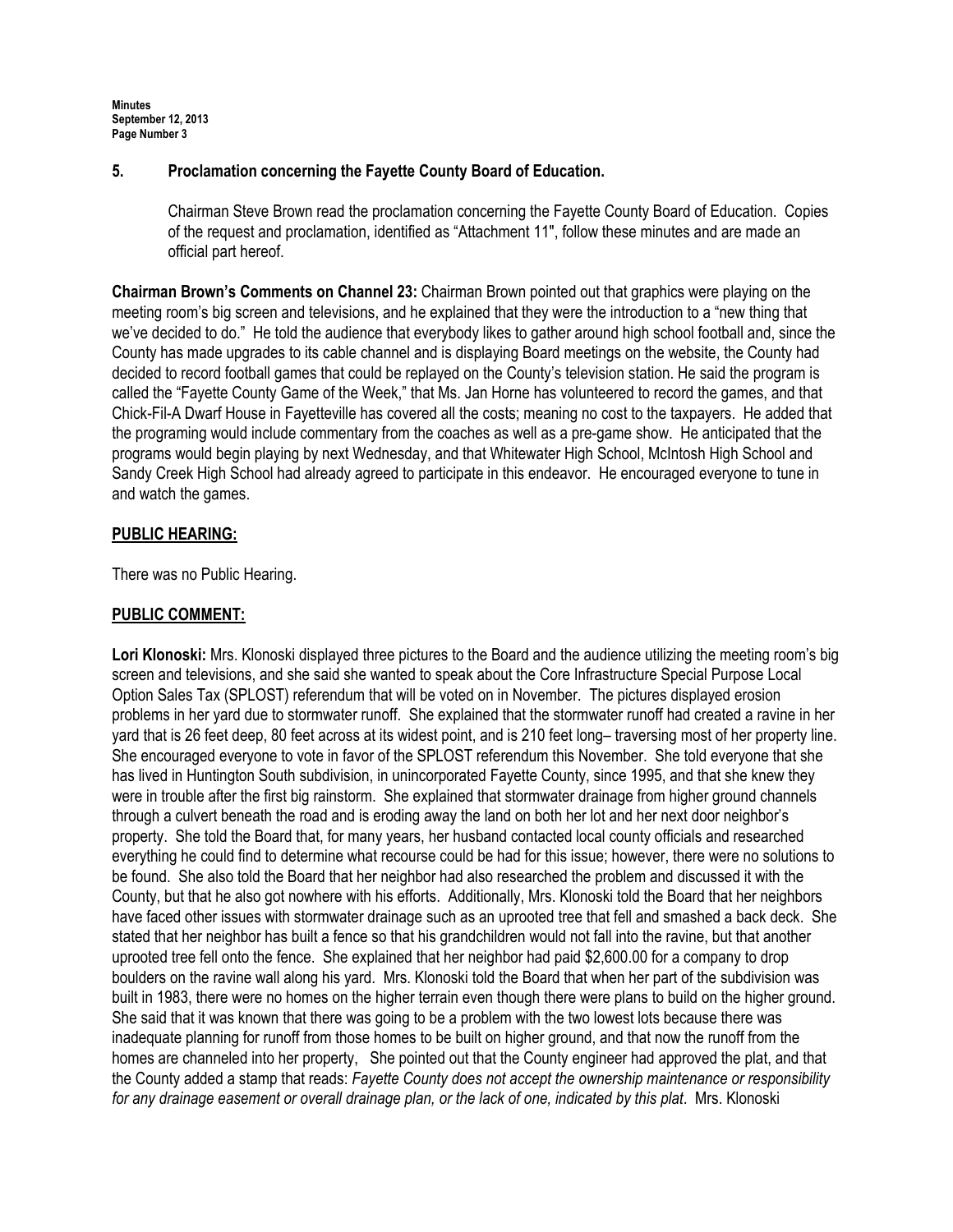### 5. Proclamation concerning the Fayette County Board of Education.

Chairman Steve Brown read the proclamation concerning the Fayette County Board of Education. Copies of the request and proclamation, identified as "Attachment 11", follow these minutes and are made an official part hereof.

**Chairman Brown's Comments on Channel 23:** Chairman Brown pointed out that graphics were playing on the meeting room's big screen and televisions, and he explained that they were the introduction to a "new thing that we've decided to do." He told the audience that everybody likes to gather around high school football and, since the County has made upgrades to its cable channel and is displaying Board meetings on the website, the County had decided to record football games that could be replayed on the County's television station. He said the program is called the "Fayette County Game of the Week," that Ms. Jan Horne has volunteered to record the games, and that Chick-Fil-A Dwarf House in Fayetteville has covered all the costs; meaning no cost to the taxpayers. He added that the programing would include commentary from the coaches as well as a pre-game show. He anticipated that the programs would begin playing by next Wednesday, and that Whitewater High School, McIntosh High School and Sandy Creek High School had already agreed to participate in this endeavor. He encouraged everyone to tune in and watch the games.

## PUBLIC HEARING:

There was no Public Hearing.

## PUBLIC COMMENT:

**Lori Klonoski:** Mrs. Klonoski displayed three pictures to the Board and the audience utilizing the meeting room's big screen and televisions, and she said she wanted to speak about the Core Infrastructure Special Purpose Local Option Sales Tax (SPLOST) referendum that will be voted on in November. The pictures displayed erosion problems in her yard due to stormwater runoff. She explained that the stormwater runoff had created a ravine in her yard that is 26 feet deep, 80 feet across at its widest point, and is 210 feet long– traversing most of her property line. She encouraged everyone to vote in favor of the SPLOST referendum this November. She told everyone that she has lived in Huntington South subdivision, in unincorporated Fayette County, since 1995, and that she knew they were in trouble after the first big rainstorm. She explained that stormwater drainage from higher ground channels through a culvert beneath the road and is eroding away the land on both her lot and her next door neighbor's property. She told the Board that, for many years, her husband contacted local county officials and researched everything he could find to determine what recourse could be had for this issue; however, there were no solutions to be found. She also told the Board that her neighbor had also researched the problem and discussed it with the County, but that he also got nowhere with his efforts. Additionally, Mrs. Klonoski told the Board that her neighbors have faced other issues with stormwater drainage such as an uprooted tree that fell and smashed a back deck. She stated that her neighbor has built a fence so that his grandchildren would not fall into the ravine, but that another uprooted tree fell onto the fence. She explained that her neighbor had paid $2,600.00 for a company to drop boulders on the ravine wall along his yard. Mrs. Klonoski told the Board that when her part of the subdivision was built in 1983, there were no homes on the higher terrain even though there were plans to build on the higher ground. She said that it was known that there was going to be a problem with the two lowest lots because there was inadequate planning for runoff from those homes to be built on higher ground, and that now the runoff from the homes are channeled into her property, She pointed out that the County engineer had approved the plat, and that the County added a stamp that reads: *Fayette County does not accept the ownership maintenance or responsibility for any drainage easement or overall drainage plan, or the lack of one, indicated by this plat*. Mrs. Klonoski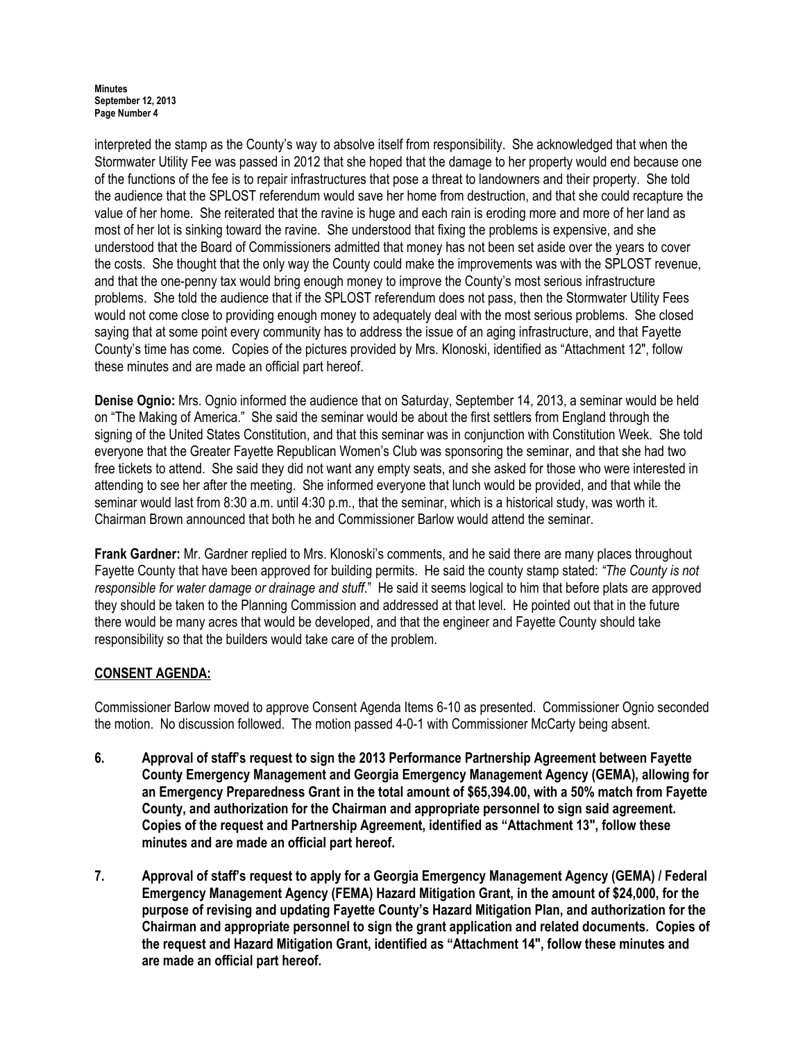interpreted the stamp as the County's way to absolve itself from responsibility. She acknowledged that when the Stormwater Utility Fee was passed in 2012 that she hoped that the damage to her property would end because one of the functions of the fee is to repair infrastructures that pose a threat to landowners and their property. She told the audience that the SPLOST referendum would save her home from destruction, and that she could recapture the value of her home. She reiterated that the ravine is huge and each rain is eroding more and more of her land as most of her lot is sinking toward the ravine. She understood that fixing the problems is expensive, and she understood that the Board of Commissioners admitted that money has not been set aside over the years to cover the costs. She thought that the only way the County could make the improvements was with the SPLOST revenue, and that the one-penny tax would bring enough money to improve the County's most serious infrastructure problems. She told the audience that if the SPLOST referendum does not pass, then the Stormwater Utility Fees would not come close to providing enough money to adequately deal with the most serious problems. She closed saying that at some point every community has to address the issue of an aging infrastructure, and that Fayette County's time has come. Copies of the pictures provided by Mrs. Klonoski, identified as "Attachment 12", follow these minutes and are made an official part hereof.

**Denise Ognio:** Mrs. Ognio informed the audience that on Saturday, September 14, 2013, a seminar would be held on "The Making of America." She said the seminar would be about the first settlers from England through the signing of the United States Constitution, and that this seminar was in conjunction with Constitution Week. She told everyone that the Greater Fayette Republican Women's Club was sponsoring the seminar, and that she had two free tickets to attend. She said they did not want any empty seats, and she asked for those who were interested in attending to see her after the meeting. She informed everyone that lunch would be provided, and that while the seminar would last from 8:30 a.m. until 4:30 p.m., that the seminar, which is a historical study, was worth it. Chairman Brown announced that both he and Commissioner Barlow would attend the seminar.

**Frank Gardner:** Mr. Gardner replied to Mrs. Klonoski's comments, and he said there are many places throughout Fayette County that have been approved for building permits. He said the county stamp stated: *"The County is not responsible for water damage or drainage and stuff*." He said it seems logical to him that before plats are approved they should be taken to the Planning Commission and addressed at that level. He pointed out that in the future there would be many acres that would be developed, and that the engineer and Fayette County should take responsibility so that the builders would take care of the problem.

## CONSENT AGENDA:

Commissioner Barlow moved to approve Consent Agenda Items 6-10 as presented. Commissioner Ognio seconded the motion. No discussion followed. The motion passed 4-0-1 with Commissioner McCarty being absent.

6. **Approval of staff's request to sign the 2013 Performance Partnership Agreement between Fayette County Emergency Management and Georgia Emergency Management Agency (GEMA), allowing for an Emergency Preparedness Grant in the total amount of $65,394.00, with a 50% match from Fayette County, and authorization for the Chairman and appropriate personnel to sign said agreement. Copies of the request and Partnership Agreement, identified as "Attachment 13", follow these minutes and are made an official part hereof.**

7. **Approval of staff's request to apply for a Georgia Emergency Management Agency (GEMA) / Federal Emergency Management Agency (FEMA) Hazard Mitigation Grant, in the amount of $24,000, for the purpose of revising and updating Fayette County's Hazard Mitigation Plan, and authorization for the Chairman and appropriate personnel to sign the grant application and related documents. Copies of the request and Hazard Mitigation Grant, identified as "Attachment 14", follow these minutes and are made an official part hereof.**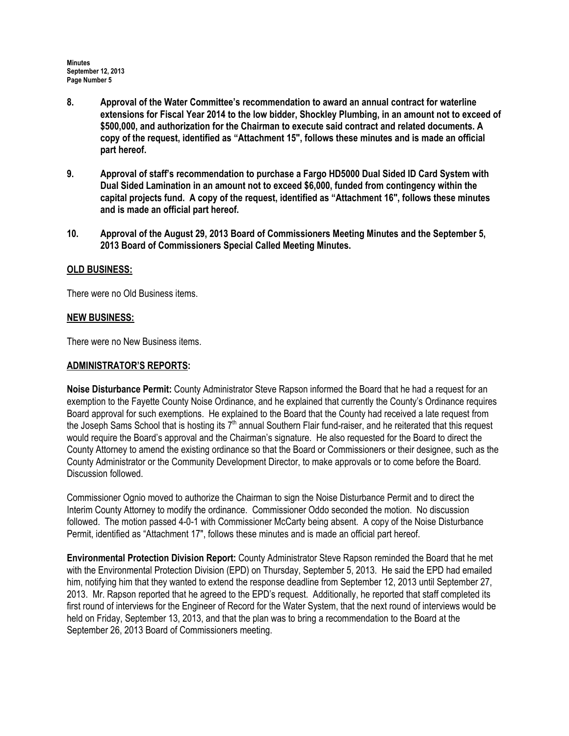**8. Approval of the Water Committee's recommendation to award an annual contract for waterline extensions for Fiscal Year 2014 to the low bidder, Shockley Plumbing, in an amount not to exceed of $500,000, and authorization for the Chairman to execute said contract and related documents. A copy of the request, identified as "Attachment 15", follows these minutes and is made an official part hereof.**

**9. Approval of staff's recommendation to purchase a Fargo HD5000 Dual Sided ID Card System with Dual Sided Lamination in an amount not to exceed $6,000, funded from contingency within the capital projects fund. A copy of the request, identified as "Attachment 16", follows these minutes and is made an official part hereof.**

**10. Approval of the August 29, 2013 Board of Commissioners Meeting Minutes and the September 5, 2013 Board of Commissioners Special Called Meeting Minutes.**

## OLD BUSINESS:

There were no Old Business items.

## NEW BUSINESS:

There were no New Business items.

## ADMINISTRATOR'S REPORTS:

**Noise Disturbance Permit:** County Administrator Steve Rapson informed the Board that he had a request for an exemption to the Fayette County Noise Ordinance, and he explained that currently the County's Ordinance requires Board approval for such exemptions. He explained to the Board that the County had received a late request from the Joseph Sams School that is hosting its 7th annual Southern Flair fund-raiser, and he reiterated that this request would require the Board's approval and the Chairman's signature. He also requested for the Board to direct the County Attorney to amend the existing ordinance so that the Board or Commissioners or their designee, such as the County Administrator or the Community Development Director, to make approvals or to come before the Board. Discussion followed.

Commissioner Ognio moved to authorize the Chairman to sign the Noise Disturbance Permit and to direct the Interim County Attorney to modify the ordinance. Commissioner Oddo seconded the motion. No discussion followed. The motion passed 4-0-1 with Commissioner McCarty being absent. A copy of the Noise Disturbance Permit, identified as "Attachment 17", follows these minutes and is made an official part hereof.

**Environmental Protection Division Report:** County Administrator Steve Rapson reminded the Board that he met with the Environmental Protection Division (EPD) on Thursday, September 5, 2013. He said the EPD had emailed him, notifying him that they wanted to extend the response deadline from September 12, 2013 until September 27, 2013. Mr. Rapson reported that he agreed to the EPD's request. Additionally, he reported that staff completed its first round of interviews for the Engineer of Record for the Water System, that the next round of interviews would be held on Friday, September 13, 2013, and that the plan was to bring a recommendation to the Board at the September 26, 2013 Board of Commissioners meeting.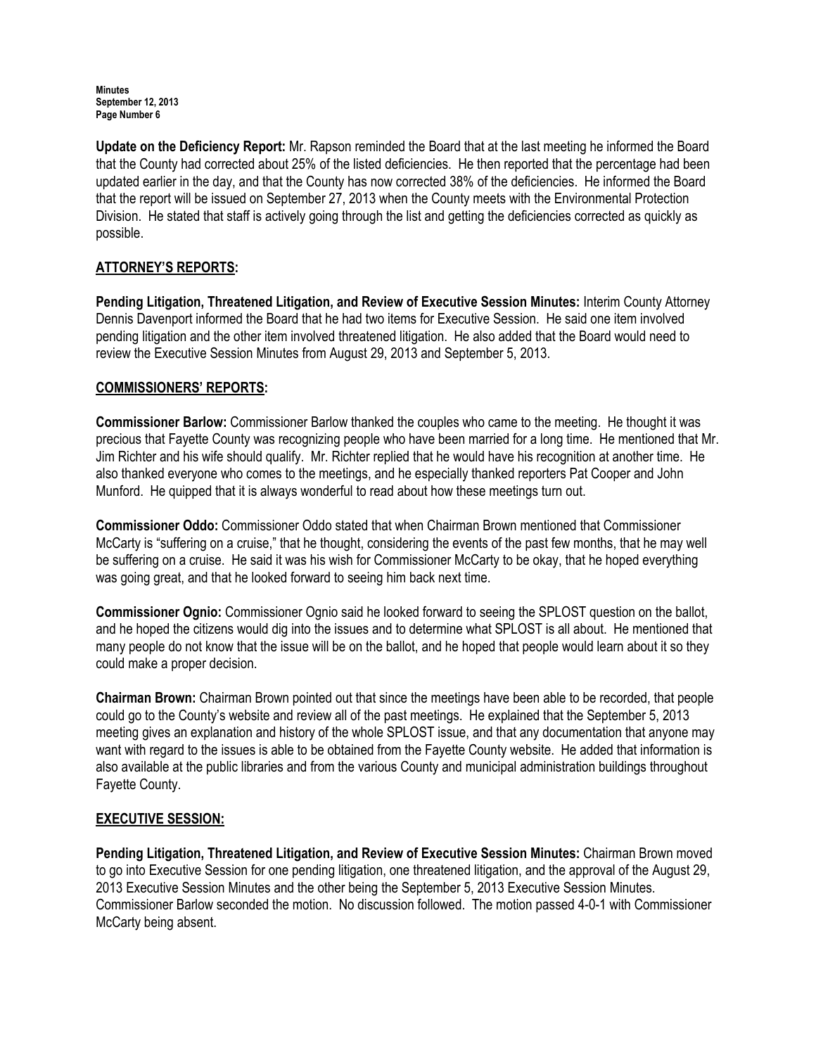**Update on the Deficiency Report:** Mr. Rapson reminded the Board that at the last meeting he informed the Board that the County had corrected about 25% of the listed deficiencies. He then reported that the percentage had been updated earlier in the day, and that the County has now corrected 38% of the deficiencies. He informed the Board that the report will be issued on September 27, 2013 when the County meets with the Environmental Protection Division. He stated that staff is actively going through the list and getting the deficiencies corrected as quickly as possible.

## ATTORNEY'S REPORTS:

**Pending Litigation, Threatened Litigation, and Review of Executive Session Minutes:** Interim County Attorney Dennis Davenport informed the Board that he had two items for Executive Session. He said one item involved pending litigation and the other item involved threatened litigation. He also added that the Board would need to review the Executive Session Minutes from August 29, 2013 and September 5, 2013.

## COMMISSIONERS' REPORTS:

**Commissioner Barlow:** Commissioner Barlow thanked the couples who came to the meeting. He thought it was precious that Fayette County was recognizing people who have been married for a long time. He mentioned that Mr. Jim Richter and his wife should qualify. Mr. Richter replied that he would have his recognition at another time. He also thanked everyone who comes to the meetings, and he especially thanked reporters Pat Cooper and John Munford. He quipped that it is always wonderful to read about how these meetings turn out.

**Commissioner Oddo:** Commissioner Oddo stated that when Chairman Brown mentioned that Commissioner McCarty is "suffering on a cruise," that he thought, considering the events of the past few months, that he may well be suffering on a cruise. He said it was his wish for Commissioner McCarty to be okay, that he hoped everything was going great, and that he looked forward to seeing him back next time.

**Commissioner Ognio:** Commissioner Ognio said he looked forward to seeing the SPLOST question on the ballot, and he hoped the citizens would dig into the issues and to determine what SPLOST is all about. He mentioned that many people do not know that the issue will be on the ballot, and he hoped that people would learn about it so they could make a proper decision.

**Chairman Brown:** Chairman Brown pointed out that since the meetings have been able to be recorded, that people could go to the County's website and review all of the past meetings. He explained that the September 5, 2013 meeting gives an explanation and history of the whole SPLOST issue, and that any documentation that anyone may want with regard to the issues is able to be obtained from the Fayette County website. He added that information is also available at the public libraries and from the various County and municipal administration buildings throughout Fayette County.

## EXECUTIVE SESSION:

**Pending Litigation, Threatened Litigation, and Review of Executive Session Minutes:** Chairman Brown moved to go into Executive Session for one pending litigation, one threatened litigation, and the approval of the August 29, 2013 Executive Session Minutes and the other being the September 5, 2013 Executive Session Minutes. Commissioner Barlow seconded the motion. No discussion followed. The motion passed 4-0-1 with Commissioner McCarty being absent.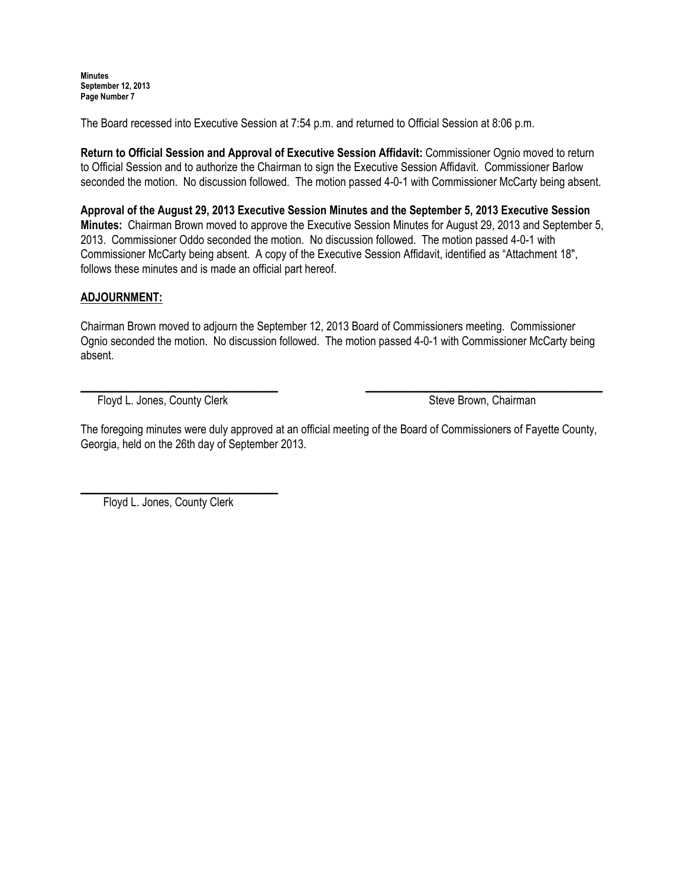The Board recessed into Executive Session at 7:54 p.m. and returned to Official Session at 8:06 p.m.

**Return to Official Session and Approval of Executive Session Affidavit:** Commissioner Ognio moved to return to Official Session and to authorize the Chairman to sign the Executive Session Affidavit. Commissioner Barlow seconded the motion. No discussion followed. The motion passed 4-0-1 with Commissioner McCarty being absent.

**Approval of the August 29, 2013 Executive Session Minutes and the September 5, 2013 Executive Session Minutes:** Chairman Brown moved to approve the Executive Session Minutes for August 29, 2013 and September 5, 2013. Commissioner Oddo seconded the motion. No discussion followed. The motion passed 4-0-1 with Commissioner McCarty being absent. A copy of the Executive Session Affidavit, identified as "Attachment 18", follows these minutes and is made an official part hereof.

**ADJOURNMENT:**

Chairman Brown moved to adjourn the September 12, 2013 Board of Commissioners meeting. Commissioner Ognio seconded the motion. No discussion followed. The motion passed 4-0-1 with Commissioner McCarty being absent.

\_\_\_\_\_\_\_\_\_\_\_\_\_\_\_\_\_\_\_\_\_\_\_\_\_\_\_\_\_\_
Floyd L. Jones, County Clerk

\_\_\_\_\_\_\_\_\_\_\_\_\_\_\_\_\_\_\_\_\_\_\_\_\_\_\_\_\_\_
Steve Brown, Chairman

The foregoing minutes were duly approved at an official meeting of the Board of Commissioners of Fayette County, Georgia, held on the 26th day of September 2013.

\_\_\_\_\_\_\_\_\_\_\_\_\_\_\_\_\_\_\_\_\_\_\_\_\_\_\_\_\_\_
Floyd L. Jones, County Clerk